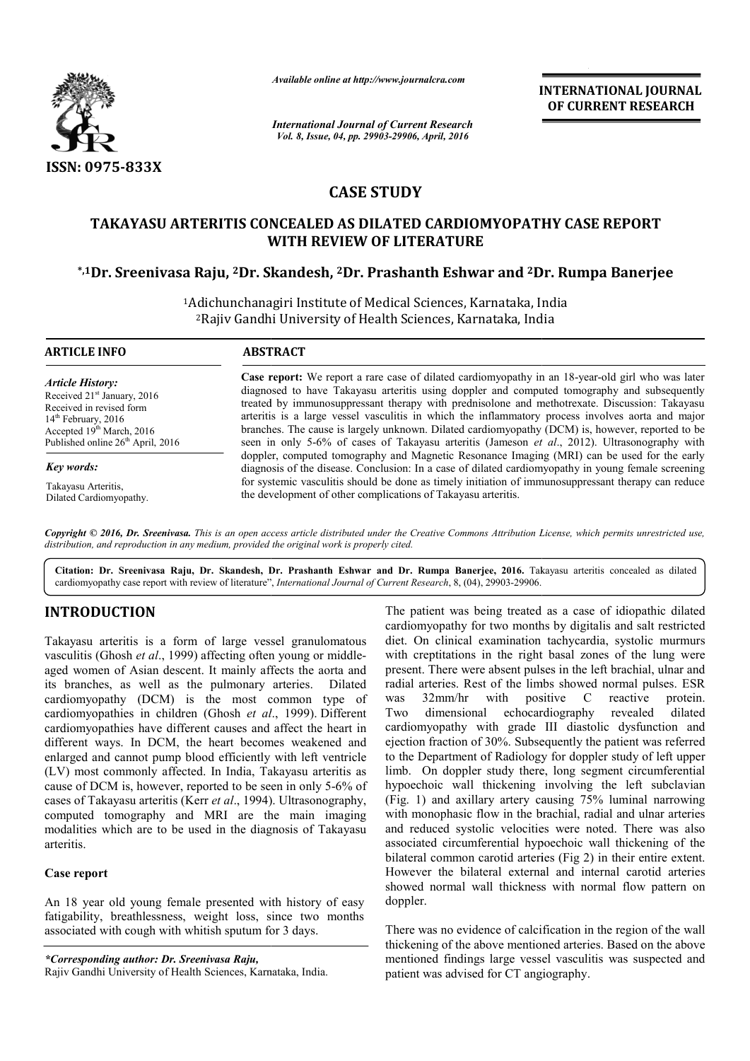# CASE STUDY

## TAKAYASU ARTERITIS CONCEALED AS DILATED CARDIOMYOPATHY CASE REPORT WITH REVIEW OF LITERATURE

**\*,[1]Dr. Sreenivasa Raju, [2]Dr. Skandesh, [2]Dr. Prashanth Eshwar and [2]Dr. Rumpa Banerjee**

[1]Adichunchanagiri Institute of Medical Sciences, Karnataka, India
[2]Rajiv Gandhi University of Health Sciences, Karnataka, India

**ARTICLE INFO**

*Article History:*
Received 21st January, 2016
Received in revised form 14th February, 2016
Accepted 19th March, 2016
Published online 26th April, 2016

*Key words:*
Takayasu Arteritis,
Dilated Cardiomyopathy.

**ABSTRACT**

**Case report:** We report a rare case of dilated cardiomyopathy in an 18-year-old girl who was later diagnosed to have Takayasu arteritis using doppler and computed tomography and subsequently treated by immunosuppressant therapy with prednisolone and methotrexate. Discussion: Takayasu arteritis is a large vessel vasculitis in which the inflammatory process involves aorta and major branches. The cause is largely unknown. Dilated cardiomyopathy (DCM) is, however, reported to be seen in only 5-6% of cases of Takayasu arteritis (Jameson *et al*., 2012). Ultrasonography with doppler, computed tomography and Magnetic Resonance Imaging (MRI) can be used for the early diagnosis of the disease. Conclusion: In a case of dilated cardiomyopathy in young female screening for systemic vasculitis should be done as timely initiation of immunosuppressant therapy can reduce the development of other complications of Takayasu arteritis.

*Copyright © 2016, Dr. Sreenivasa. This is an open access article distributed under the Creative Commons Attribution License, which permits unrestricted use, distribution, and reproduction in any medium, provided the original work is properly cited.*

**Citation: Dr. Sreenivasa Raju, Dr. Skandesh, Dr. Prashanth Eshwar and Dr. Rumpa Banerjee, 2016.** Takayasu arteritis concealed as dilated cardiomyopathy case report with review of literature", *International Journal of Current Research*, 8, (04), 29903-29906.

## INTRODUCTION

Takayasu arteritis is a form of large vessel granulomatous vasculitis (Ghosh *et al*., 1999) affecting often young or middle-aged women of Asian descent. It mainly affects the aorta and its branches, as well as the pulmonary arteries. Dilated cardiomyopathy (DCM) is the most common type of cardiomyopathies in children (Ghosh *et al*., 1999). Different cardiomyopathies have different causes and affect the heart in different ways. In DCM, the heart becomes weakened and enlarged and cannot pump blood efficiently with left ventricle (LV) most commonly affected. In India, Takayasu arteritis as cause of DCM is, however, reported to be seen in only 5-6% of cases of Takayasu arteritis (Kerr *et al*., 1994). Ultrasonography, computed tomography and MRI are the main imaging modalities which are to be used in the diagnosis of Takayasu arteritis.

### Case report

An 18 year old young female presented with history of easy fatigability, breathlessness, weight loss, since two months associated with cough with whitish sputum for 3 days.

The patient was being treated as a case of idiopathic dilated cardiomyopathy for two months by digitalis and salt restricted diet. On clinical examination tachycardia, systolic murmurs with creptitations in the right basal zones of the lung were present. There were absent pulses in the left brachial, ulnar and radial arteries. Rest of the limbs showed normal pulses. ESR was 32mm/hr with positive C reactive protein. Two dimensional echocardiography revealed dilated cardiomyopathy with grade III diastolic dysfunction and ejection fraction of 30%. Subsequently the patient was referred to the Department of Radiology for doppler study of left upper limb. On doppler study there, long segment circumferential hypoechoic wall thickening involving the left subclavian (Fig. 1) and axillary artery causing 75% luminal narrowing with monophasic flow in the brachial, radial and ulnar arteries and reduced systolic velocities were noted. There was also associated circumferential hypoechoic wall thickening of the bilateral common carotid arteries (Fig 2) in their entire extent. However the bilateral external and internal carotid arteries showed normal wall thickness with normal flow pattern on doppler.

There was no evidence of calcification in the region of the wall thickening of the above mentioned arteries. Based on the above mentioned findings large vessel vasculitis was suspected and patient was advised for CT angiography.

*\*Corresponding author: Dr. Sreenivasa Raju,*
Rajiv Gandhi University of Health Sciences, Karnataka, India.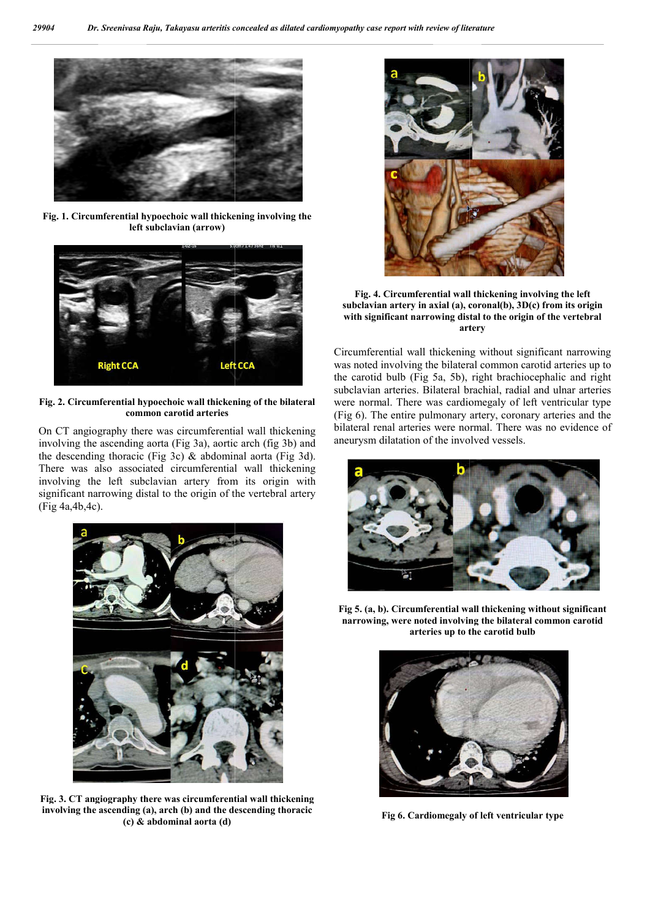Fig. 1. Circumferential hypoechoic wall thickening involving the left subclavian (arrow)

Fig. 2. Circumferential hypoechoic wall thickening of the bilateral common carotid arteries

On CT angiography there was circumferential wall thickening involving the ascending aorta (Fig 3a), aortic arch (fig 3b) and the descending thoracic (Fig 3c) & abdominal aorta (Fig 3d). There was also associated circumferential wall thickening involving the left subclavian artery from its origin with significant narrowing distal to the origin of the vertebral artery (Fig 4a,4b,4c).

Fig. 3. CT angiography there was circumferential wall thickening involving the ascending (a), arch (b) and the descending thoracic (c) & abdominal aorta (d)

Fig. 4. Circumferential wall thickening involving the left subclavian artery in axial (a), coronal(b), 3D(c) from its origin with significant narrowing distal to the origin of the vertebral artery

Circumferential wall thickening without significant narrowing was noted involving the bilateral common carotid arteries up to the carotid bulb (Fig 5a, 5b), right brachiocephalic and right subclavian arteries. Bilateral brachial, radial and ulnar arteries were normal. There was cardiomegaly of left ventricular type (Fig 6). The entire pulmonary artery, coronary arteries and the bilateral renal arteries were normal. There was no evidence of aneurysm dilatation of the involved vessels.

Fig 5. (a, b). Circumferential wall thickening without significant narrowing, were noted involving the bilateral common carotid arteries up to the carotid bulb

Fig 6. Cardiomegaly of left ventricular type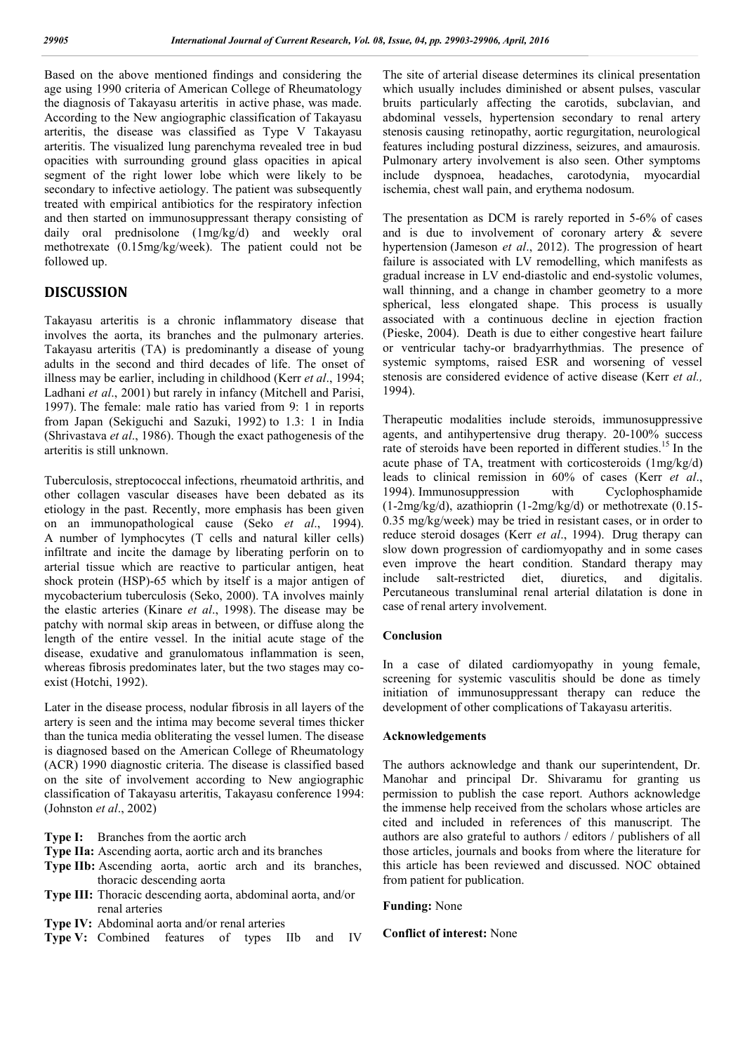Based on the above mentioned findings and considering the age using 1990 criteria of American College of Rheumatology the diagnosis of Takayasu arteritis in active phase, was made. According to the New angiographic classification of Takayasu arteritis, the disease was classified as Type V Takayasu arteritis. The visualized lung parenchyma revealed tree in bud opacities with surrounding ground glass opacities in apical segment of the right lower lobe which were likely to be secondary to infective aetiology. The patient was subsequently treated with empirical antibiotics for the respiratory infection and then started on immunosuppressant therapy consisting of daily oral prednisolone (1mg/kg/d) and weekly oral methotrexate (0.15mg/kg/week). The patient could not be followed up.

## DISCUSSION

Takayasu arteritis is a chronic inflammatory disease that involves the aorta, its branches and the pulmonary arteries. Takayasu arteritis (TA) is predominantly a disease of young adults in the second and third decades of life. The onset of illness may be earlier, including in childhood (Kerr *et al*., 1994; Ladhani *et al*., 2001) but rarely in infancy (Mitchell and Parisi, 1997). The female: male ratio has varied from 9: 1 in reports from Japan (Sekiguchi and Sazuki, 1992) to 1.3: 1 in India (Shrivastava *et al*., 1986). Though the exact pathogenesis of the arteritis is still unknown.

Tuberculosis, streptococcal infections, rheumatoid arthritis, and other collagen vascular diseases have been debated as its etiology in the past. Recently, more emphasis has been given on an immunopathological cause (Seko *et al*., 1994). A number of lymphocytes (T cells and natural killer cells) infiltrate and incite the damage by liberating perforin on to arterial tissue which are reactive to particular antigen, heat shock protein (HSP)-65 which by itself is a major antigen of mycobacterium tuberculosis (Seko, 2000). TA involves mainly the elastic arteries (Kinare *et al*., 1998). The disease may be patchy with normal skip areas in between, or diffuse along the length of the entire vessel. In the initial acute stage of the disease, exudative and granulomatous inflammation is seen, whereas fibrosis predominates later, but the two stages may co-exist (Hotchi, 1992).

Later in the disease process, nodular fibrosis in all layers of the artery is seen and the intima may become several times thicker than the tunica media obliterating the vessel lumen. The disease is diagnosed based on the American College of Rheumatology (ACR) 1990 diagnostic criteria. The disease is classified based on the site of involvement according to New angiographic classification of Takayasu arteritis, Takayasu conference 1994: (Johnston *et al*., 2002)

- **Type I:** Branches from the aortic arch
- **Type IIa:** Ascending aorta, aortic arch and its branches
- **Type IIb:** Ascending aorta, aortic arch and its branches, thoracic descending aorta
- **Type III:** Thoracic descending aorta, abdominal aorta, and/or renal arteries
- **Type IV:** Abdominal aorta and/or renal arteries
- **Type V:** Combined features of types IIb and IV

The site of arterial disease determines its clinical presentation which usually includes diminished or absent pulses, vascular bruits particularly affecting the carotids, subclavian, and abdominal vessels, hypertension secondary to renal artery stenosis causing retinopathy, aortic regurgitation, neurological features including postural dizziness, seizures, and amaurosis. Pulmonary artery involvement is also seen. Other symptoms include dyspnoea, headaches, carotodynia, myocardial ischemia, chest wall pain, and erythema nodosum.

The presentation as DCM is rarely reported in 5-6% of cases and is due to involvement of coronary artery & severe hypertension (Jameson *et al*., 2012). The progression of heart failure is associated with LV remodelling, which manifests as gradual increase in LV end-diastolic and end-systolic volumes, wall thinning, and a change in chamber geometry to a more spherical, less elongated shape. This process is usually associated with a continuous decline in ejection fraction (Pieske, 2004). Death is due to either congestive heart failure or ventricular tachy-or bradyarrhythmias. The presence of systemic symptoms, raised ESR and worsening of vessel stenosis are considered evidence of active disease (Kerr *et al.,* 1994).

Therapeutic modalities include steroids, immunosuppressive agents, and antihypertensive drug therapy. 20-100% success rate of steroids have been reported in different studies.[15] In the acute phase of TA, treatment with corticosteroids (1mg/kg/d) leads to clinical remission in 60% of cases (Kerr *et al*., 1994). Immunosuppression with Cyclophosphamide (1-2mg/kg/d), azathioprin (1-2mg/kg/d) or methotrexate (0.15-0.35 mg/kg/week) may be tried in resistant cases, or in order to reduce steroid dosages (Kerr *et al*., 1994). Drug therapy can slow down progression of cardiomyopathy and in some cases even improve the heart condition. Standard therapy may include salt-restricted diet, diuretics, and digitalis. Percutaneous transluminal renal arterial dilatation is done in case of renal artery involvement.

### Conclusion

In a case of dilated cardiomyopathy in young female, screening for systemic vasculitis should be done as timely initiation of immunosuppressant therapy can reduce the development of other complications of Takayasu arteritis.

### Acknowledgements

The authors acknowledge and thank our superintendent, Dr. Manohar and principal Dr. Shivaramu for granting us permission to publish the case report. Authors acknowledge the immense help received from the scholars whose articles are cited and included in references of this manuscript. The authors are also grateful to authors / editors / publishers of all those articles, journals and books from where the literature for this article has been reviewed and discussed. NOC obtained from patient for publication.

**Funding:** None

**Conflict of interest:** None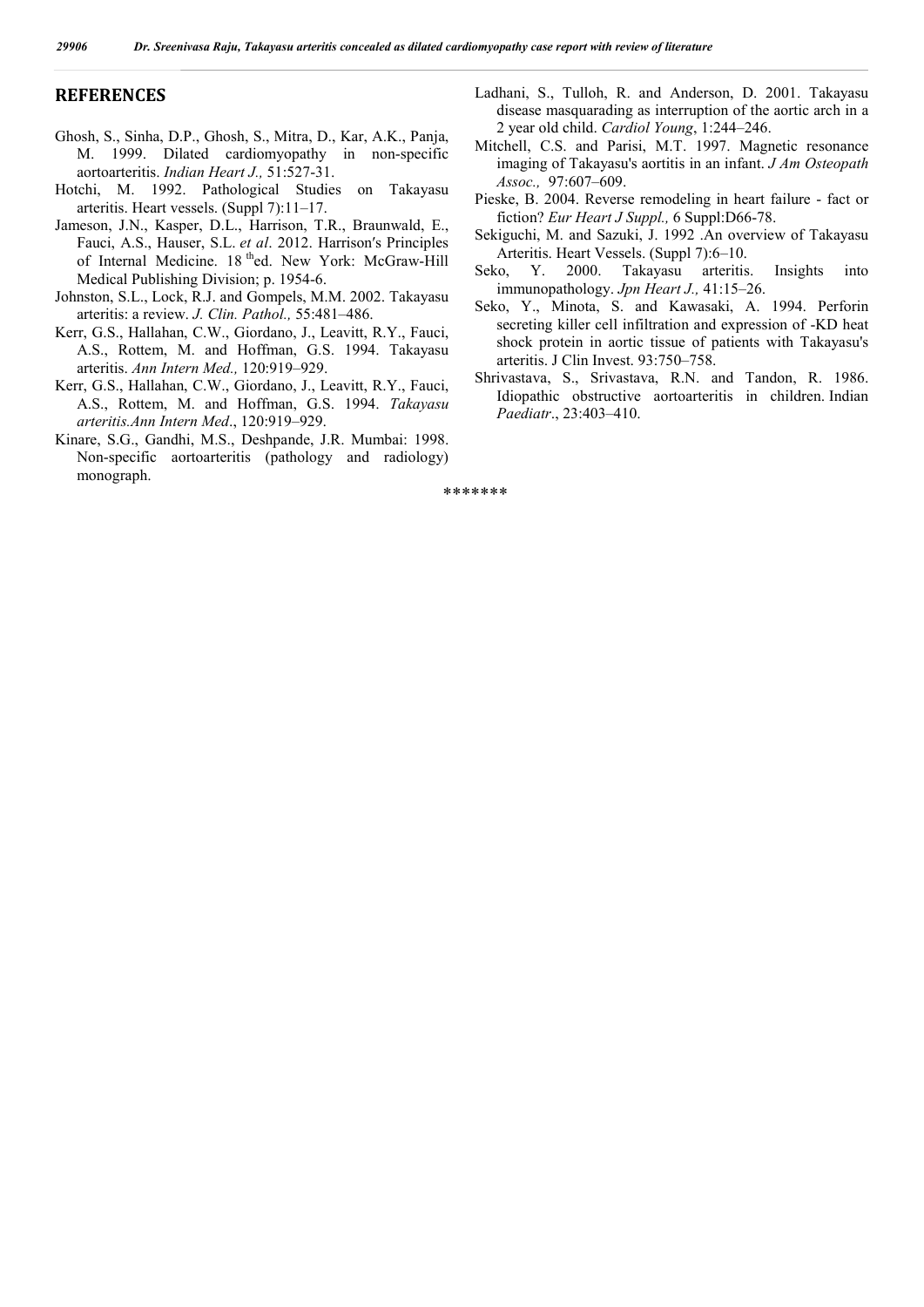## REFERENCES

Ghosh, S., Sinha, D.P., Ghosh, S., Mitra, D., Kar, A.K., Panja, M. 1999. Dilated cardiomyopathy in non-specific aortoarteritis. *Indian Heart J.,* 51:527-31.

Hotchi, M. 1992. Pathological Studies on Takayasu arteritis. Heart vessels. (Suppl 7):11–17.

Jameson, J.N., Kasper, D.L., Harrison, T.R., Braunwald, E., Fauci, A.S., Hauser, S.L. *et al*. 2012. Harrison′s Principles of Internal Medicine. 18 thed. New York: McGraw-Hill Medical Publishing Division; p. 1954-6.

Johnston, S.L., Lock, R.J. and Gompels, M.M. 2002. Takayasu arteritis: a review. *J. Clin. Pathol.,* 55:481–486.

Kerr, G.S., Hallahan, C.W., Giordano, J., Leavitt, R.Y., Fauci, A.S., Rottem, M. and Hoffman, G.S. 1994. Takayasu arteritis. *Ann Intern Med.,* 120:919–929.

Kerr, G.S., Hallahan, C.W., Giordano, J., Leavitt, R.Y., Fauci, A.S., Rottem, M. and Hoffman, G.S. 1994. *Takayasu arteritis.Ann Intern Med*., 120:919–929.

Kinare, S.G., Gandhi, M.S., Deshpande, J.R. Mumbai: 1998. Non-specific aortoarteritis (pathology and radiology) monograph.

Ladhani, S., Tulloh, R. and Anderson, D. 2001. Takayasu disease masquarading as interruption of the aortic arch in a 2 year old child. *Cardiol Young*, 1:244–246.

Mitchell, C.S. and Parisi, M.T. 1997. Magnetic resonance imaging of Takayasu's aortitis in an infant. *J Am Osteopath Assoc.,* 97:607–609.

Pieske, B. 2004. Reverse remodeling in heart failure - fact or fiction? *Eur Heart J Suppl.,* 6 Suppl:D66-78.

Sekiguchi, M. and Sazuki, J. 1992 .An overview of Takayasu Arteritis. Heart Vessels. (Suppl 7):6–10.

Seko, Y. 2000. Takayasu arteritis. Insights into immunopathology. *Jpn Heart J.,* 41:15–26.

Seko, Y., Minota, S. and Kawasaki, A. 1994. Perforin secreting killer cell infiltration and expression of -KD heat shock protein in aortic tissue of patients with Takayasu's arteritis. J Clin Invest. 93:750–758.

Shrivastava, S., Srivastava, R.N. and Tandon, R. 1986. Idiopathic obstructive aortoarteritis in children. Indian *Paediatr*., 23:403–410.

*******